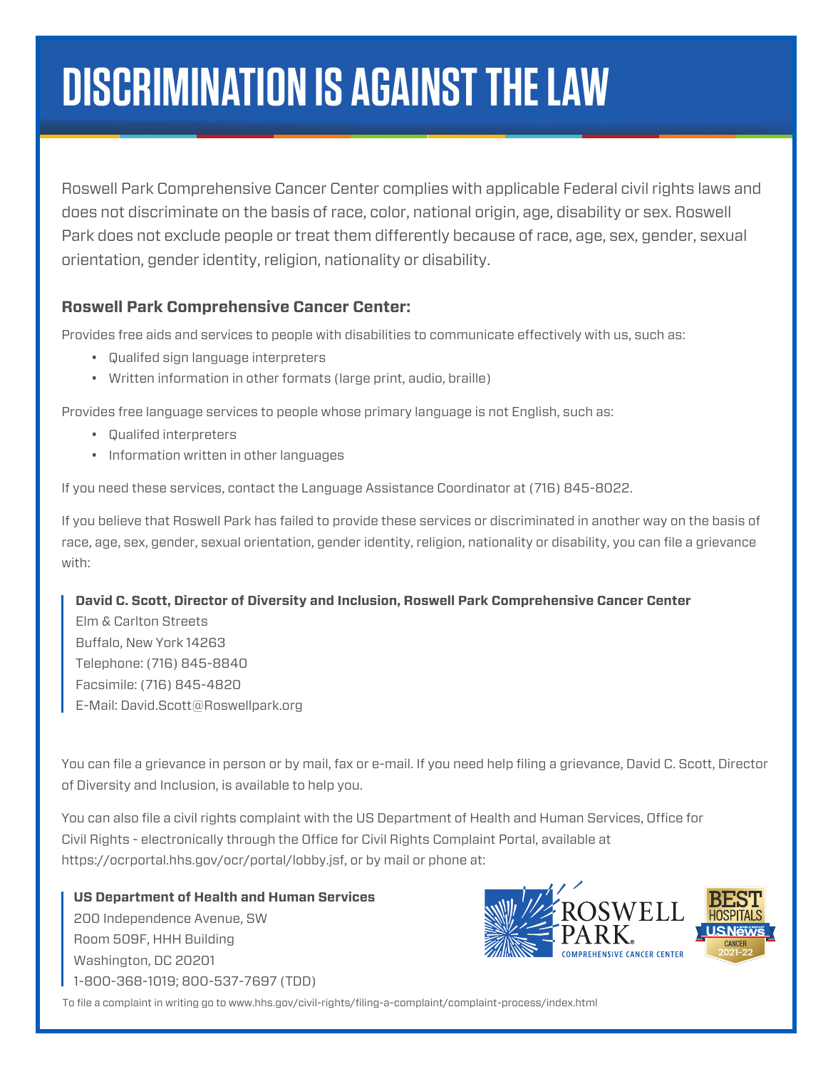# DISCRIMINATION IS AGAINST THE LAW

Roswell Park Comprehensive Cancer Center complies with applicable Federal civil rights laws and does not discriminate on the basis of race, color, national origin, age, disability or sex. Roswell Park does not exclude people or treat them differently because of race, age, sex, gender, sexual orientation, gender identity, religion, nationality or disability.

### Roswell Park Comprehensive Cancer Center:

Provides free aids and services to people with disabilities to communicate effectively with us, such as:

- Qualifed sign language interpreters
- Written information in other formats (large print, audio, braille)

Provides free language services to people whose primary language is not English, such as:

- Qualifed interpreters
- Information written in other languages

If you need these services, contact the Language Assistance Coordinator at (716) 845-8022.

If you believe that Roswell Park has failed to provide these services or discriminated in another way on the basis of race, age, sex, gender, sexual orientation, gender identity, religion, nationality or disability, you can file a grievance with:

**David C. Scott, Director of Diversity and Inclusion, Roswell Park Comprehensive Cancer Center**
Elm & Carlton Streets
Buffalo, New York 14263
Telephone: (716) 845-8840
Facsimile: (716) 845-4820
E-Mail: David.Scott@Roswellpark.org

You can file a grievance in person or by mail, fax or e-mail. If you need help filing a grievance, David C. Scott, Director of Diversity and Inclusion, is available to help you.

You can also file a civil rights complaint with the US Department of Health and Human Services, Office for Civil Rights - electronically through the Office for Civil Rights Complaint Portal, available at https://ocrportal.hhs.gov/ocr/portal/lobby.jsf, or by mail or phone at:

**US Department of Health and Human Services**
200 Independence Avenue, SW
Room 509F, HHH Building
Washington, DC 20201
1-800-368-1019; 800-537-7697 (TDD)

ROSWELL PARK COMPREHENSIVE CANCER CENTER

BEST HOSPITALS U.S.News CANCER 2021-22

To file a complaint in writing go to www.hhs.gov/civil-rights/filing-a-complaint/complaint-process/index.html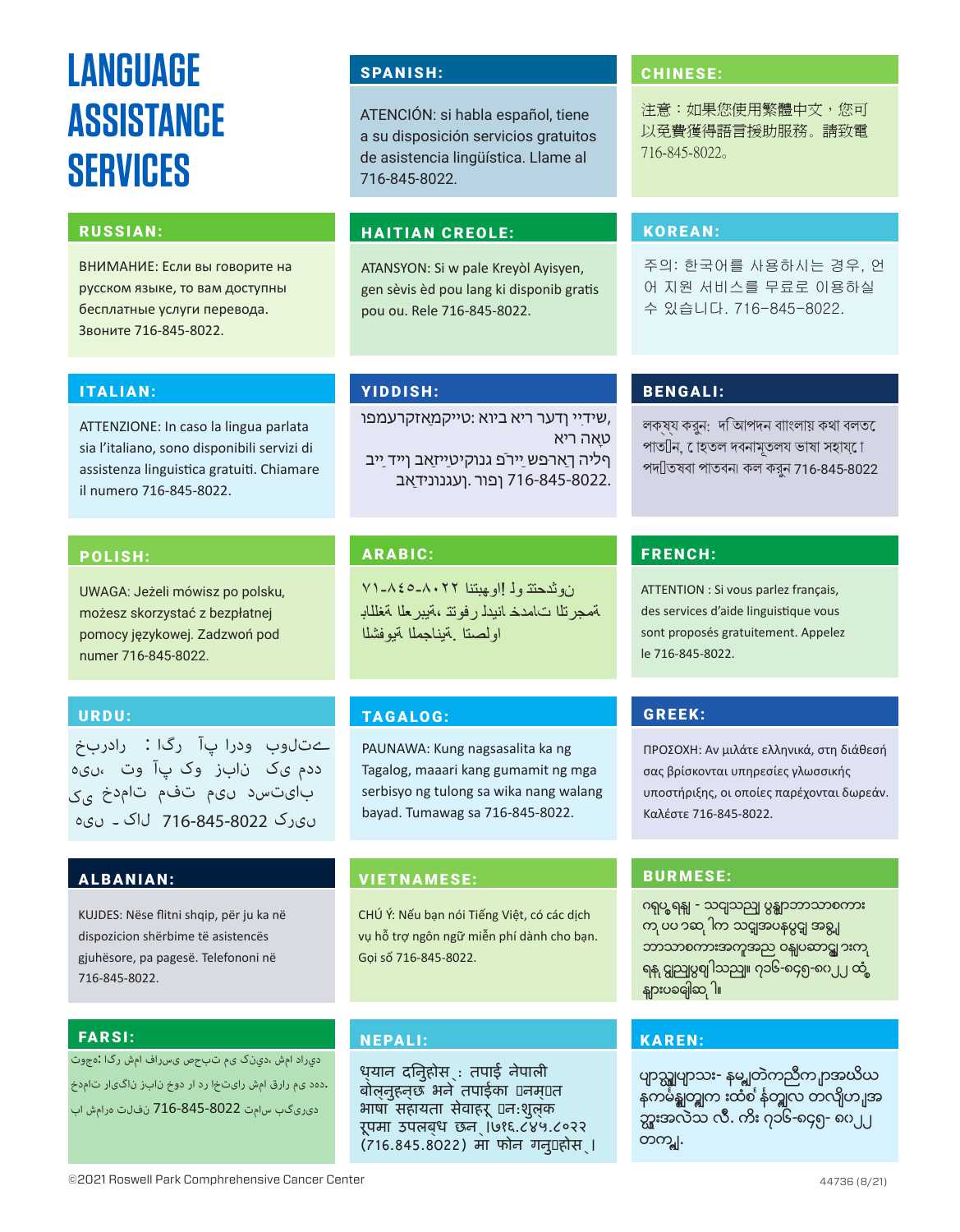# LANGUAGE ASSISTANCE SERVICES

## SPANISH:

ATENCIÓN: si habla español, tiene a su disposición servicios gratuitos de asistencia lingüística. Llame al 716-845-8022.

## CHINESE:

注意：如果您使用繁體中文，您可以免費獲得語言援助服務。請致電 716-845-8022。

## RUSSIAN:

ВНИМАНИЕ: Если вы говорите на русском языке, то вам доступны бесплатные услуги перевода. Звоните 716-845-8022.

## HAITIAN CREOLE:

ATANSYON: Si w pale Kreyòl Ayisyen, gen sèvis èd pou lang ki disponib gratis pou ou. Rele 716-845-8022.

## KOREAN:

주의: 한국어를 사용하시는 경우, 언어 지원 서비스를 무료로 이용하실 수 있습니다. 716-845-8022.

## ITALIAN:

ATTENZIONE: In caso la lingua parlata sia l'italiano, sono disponibili servizi di assistenza linguistica gratuiti. Chiamare il numero 716-845-8022.

## YIDDISH:

אויפמערקזאם: אויב איר רעדט אידיש, קענט איר באקומען הילף פון שפראך סערוויסעס פריי פון אפצאל. רופט 716-845-8022.

## BENGALI:

লক্ষ্য করুন: যদি আপনি বাংলায় কথা বলতে পারেন, তাহলে নিঃখরচায় ভাষা সহায়তা পরিষেবা উপলব্ধ আছে। ফোন করুন 716-845-8022

## POLISH:

UWAGA: Jeżeli mówisz po polsku, możesz skorzystać z bezpłatnej pomocy językowej. Zadzwoń pod numer 716-845-8022.

## ARABIC:

ملحوظة: إذا كنت تتحدث العربية، تتوفر لديك خدمات المساعدة اللغوية مجانًا. اتصل على الرقم ٧١٦-٨٤٥-٨٠٢٢

## FRENCH:

ATTENTION : Si vous parlez français, des services d'aide linguistique vous sont proposés gratuitement. Appelez le 716-845-8022.

## URDU:

خبردار: اگر آپ اردو بولتے ہیں، تو آپ کو زبان کی مدد کی خدمات مفت میں دستیاب ہیں۔ کال کریں 716-845-8022

## TAGALOG:

PAUNAWA: Kung nagsasalita ka ng Tagalog, maaari kang gumamit ng mga serbisyo ng tulong sa wika nang walang bayad. Tumawag sa 716-845-8022.

## GREEK:

ΠΡΟΣΟΧΗ: Αν μιλάτε ελληνικά, στη διάθεσή σας βρίσκονται υπηρεσίες γλωσσικής υποστήριξης, οι οποίες παρέχονται δωρεάν. Καλέστε 716-845-8022.

## ALBANIAN:

KUJDES: Nëse flitni shqip, për ju ka në dispozicion shërbime të asistencës gjuhësore, pa pagesë. Telefononi në 716-845-8022.

## VIETNAMESE:

CHÚ Ý: Nếu bạn nói Tiếng Việt, có các dịch vụ hỗ trợ ngôn ngữ miễn phí dành cho bạn. Gọi số 716-845-8022.

## BURMESE:

သတိပြုရန် - အကယ်၍ သင်သည် မြန်မာစကား ကို ပြောပါက၊ ဘာသာစကား အကူအညီ၊ အခမဲ့၊ သင့်အတွက် စီစဉ်ဆောင်ရွက်ပေးပါမည်။ ဖုန်းနံပါတ် 716-845-8022 သို့ ခေါ်ဆိုပါ။

## FARSI:

توجه: اگر به زبان فارسی صحبت می کنید، شما دارید خدمات رایگان زبان خود را در اختیار شما قرار می دهد. تلفن شماره 716-845-8022 تماس بگیرید با

## NEPALI:

ध्यान दिनुहोस्: तपाईं नेपाली बोल्नुहुन्छ भने तपाईंका निम्ति भाषा सहायता सेवाहरू निःशुल्क रूपमा उपलब्ध छन्। ७१६.८४५.८०२२ (716.845.8022) मा फोन गर्नुहोस्।

## KAREN:

ဟ်သူၣ်ဟ်သး- နမ့ၢ်ကတိၤကညီကျိာ်အယိ, နကမၤန့ၢ်ကျိာ်အတၢ်မၤစၢၤ တလၢဘူးလၢစ့ၢ်လၢာ်ဘၣ်. ကိး 716-845-8022 တက့ၢ်.

©2021 Roswell Park Comprehensive Cancer Center

44736 (8/21)